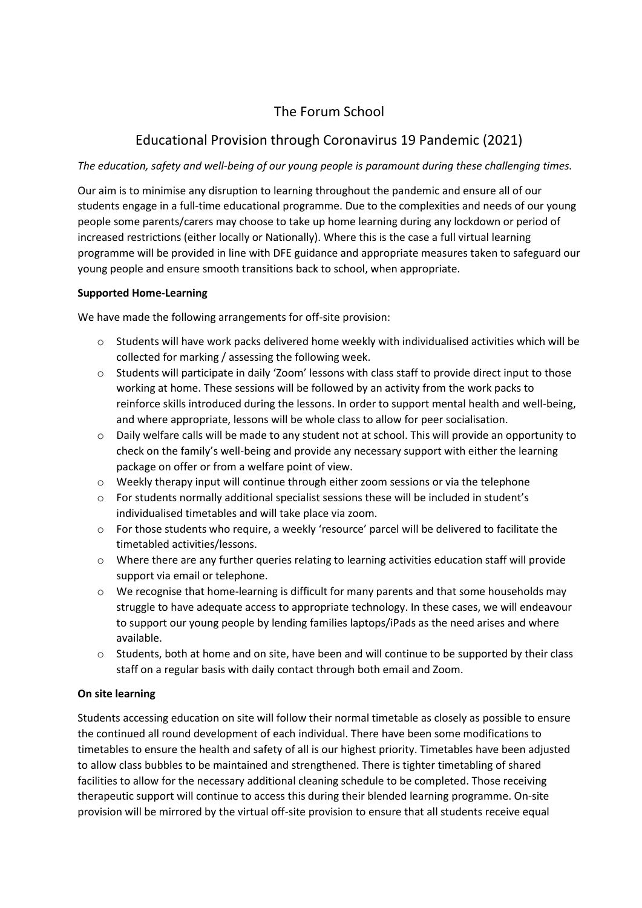# The Forum School

## Educational Provision through Coronavirus 19 Pandemic (2021)

*The education, safety and well-being of our young people is paramount during these challenging times.*

Our aim is to minimise any disruption to learning throughout the pandemic and ensure all of our students engage in a full-time educational programme. Due to the complexities and needs of our young people some parents/carers may choose to take up home learning during any lockdown or period of increased restrictions (either locally or Nationally). Where this is the case a full virtual learning programme will be provided in line with DFE guidance and appropriate measures taken to safeguard our young people and ensure smooth transitions back to school, when appropriate.

**Supported Home-Learning**

We have made the following arrangements for off-site provision:

- Students will have work packs delivered home weekly with individualised activities which will be collected for marking / assessing the following week.
- Students will participate in daily 'Zoom' lessons with class staff to provide direct input to those working at home. These sessions will be followed by an activity from the work packs to reinforce skills introduced during the lessons. In order to support mental health and well-being, and where appropriate, lessons will be whole class to allow for peer socialisation.
- Daily welfare calls will be made to any student not at school. This will provide an opportunity to check on the family's well-being and provide any necessary support with either the learning package on offer or from a welfare point of view.
- Weekly therapy input will continue through either zoom sessions or via the telephone
- For students normally additional specialist sessions these will be included in student's individualised timetables and will take place via zoom.
- For those students who require, a weekly 'resource' parcel will be delivered to facilitate the timetabled activities/lessons.
- Where there are any further queries relating to learning activities education staff will provide support via email or telephone.
- We recognise that home-learning is difficult for many parents and that some households may struggle to have adequate access to appropriate technology. In these cases, we will endeavour to support our young people by lending families laptops/iPads as the need arises and where available.
- Students, both at home and on site, have been and will continue to be supported by their class staff on a regular basis with daily contact through both email and Zoom.

**On site learning**

Students accessing education on site will follow their normal timetable as closely as possible to ensure the continued all round development of each individual. There have been some modifications to timetables to ensure the health and safety of all is our highest priority. Timetables have been adjusted to allow class bubbles to be maintained and strengthened. There is tighter timetabling of shared facilities to allow for the necessary additional cleaning schedule to be completed. Those receiving therapeutic support will continue to access this during their blended learning programme. On-site provision will be mirrored by the virtual off-site provision to ensure that all students receive equal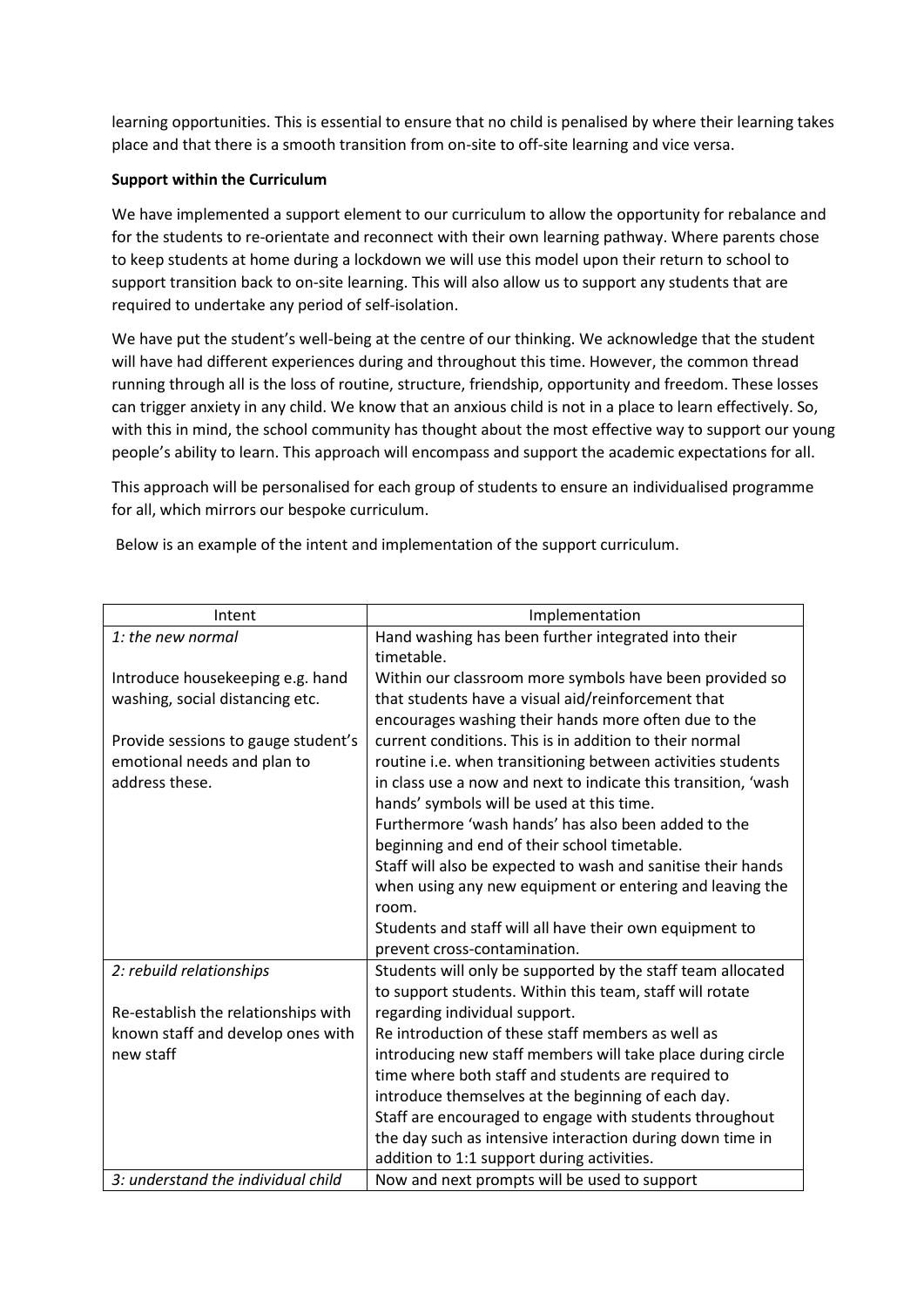learning opportunities. This is essential to ensure that no child is penalised by where their learning takes place and that there is a smooth transition from on-site to off-site learning and vice versa.

**Support within the Curriculum**

We have implemented a support element to our curriculum to allow the opportunity for rebalance and for the students to re-orientate and reconnect with their own learning pathway. Where parents chose to keep students at home during a lockdown we will use this model upon their return to school to support transition back to on-site learning. This will also allow us to support any students that are required to undertake any period of self-isolation.

We have put the student's well-being at the centre of our thinking. We acknowledge that the student will have had different experiences during and throughout this time. However, the common thread running through all is the loss of routine, structure, friendship, opportunity and freedom. These losses can trigger anxiety in any child. We know that an anxious child is not in a place to learn effectively. So, with this in mind, the school community has thought about the most effective way to support our young people's ability to learn. This approach will encompass and support the academic expectations for all.

This approach will be personalised for each group of students to ensure an individualised programme for all, which mirrors our bespoke curriculum.

Below is an example of the intent and implementation of the support curriculum.

| Intent | Implementation |
| --- | --- |
| *1: the new normal*<br><br>Introduce housekeeping e.g. hand washing, social distancing etc.<br><br>Provide sessions to gauge student's emotional needs and plan to address these. | Hand washing has been further integrated into their timetable.<br>Within our classroom more symbols have been provided so that students have a visual aid/reinforcement that encourages washing their hands more often due to the current conditions. This is in addition to their normal routine i.e. when transitioning between activities students in class use a now and next to indicate this transition, 'wash hands' symbols will be used at this time.<br>Furthermore 'wash hands' has also been added to the beginning and end of their school timetable.<br>Staff will also be expected to wash and sanitise their hands when using any new equipment or entering and leaving the room.<br>Students and staff will all have their own equipment to prevent cross-contamination. |
| *2: rebuild relationships*<br><br>Re-establish the relationships with known staff and develop ones with new staff | Students will only be supported by the staff team allocated to support students. Within this team, staff will rotate regarding individual support.<br>Re introduction of these staff members as well as introducing new staff members will take place during circle time where both staff and students are required to introduce themselves at the beginning of each day.<br>Staff are encouraged to engage with students throughout the day such as intensive interaction during down time in addition to 1:1 support during activities. |
| *3: understand the individual child* | Now and next prompts will be used to support |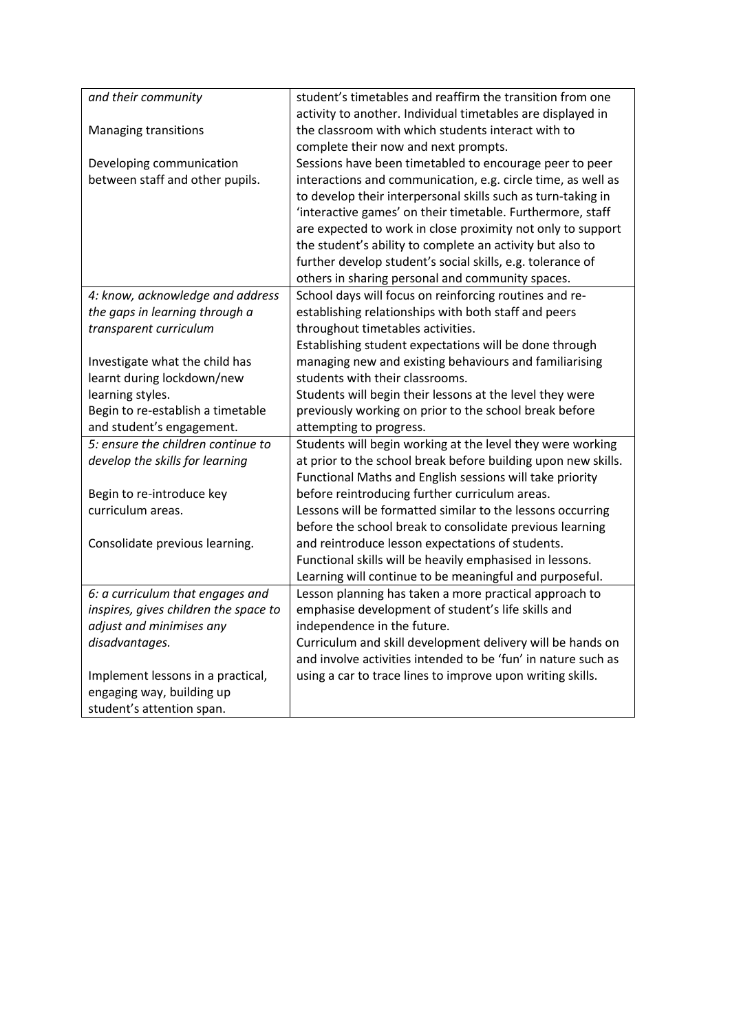| | |
|---|---|
| *and their community*<br><br>Managing transitions<br><br>Developing communication between staff and other pupils. | student's timetables and reaffirm the transition from one activity to another. Individual timetables are displayed in the classroom with which students interact with to complete their now and next prompts.<br>Sessions have been timetabled to encourage peer to peer interactions and communication, e.g. circle time, as well as to develop their interpersonal skills such as turn-taking in 'interactive games' on their timetable. Furthermore, staff are expected to work in close proximity not only to support the student's ability to complete an activity but also to further develop student's social skills, e.g. tolerance of others in sharing personal and community spaces. |
| *4: know, acknowledge and address the gaps in learning through a transparent curriculum*<br><br>Investigate what the child has learnt during lockdown/new learning styles.<br>Begin to re-establish a timetable and student's engagement. | School days will focus on reinforcing routines and re-establishing relationships with both staff and peers throughout timetables activities.<br>Establishing student expectations will be done through managing new and existing behaviours and familiarising students with their classrooms.<br>Students will begin their lessons at the level they were previously working on prior to the school break before attempting to progress. |
| *5: ensure the children continue to develop the skills for learning*<br><br>Begin to re-introduce key curriculum areas.<br><br>Consolidate previous learning. | Students will begin working at the level they were working at prior to the school break before building upon new skills.<br>Functional Maths and English sessions will take priority before reintroducing further curriculum areas.<br>Lessons will be formatted similar to the lessons occurring before the school break to consolidate previous learning and reintroduce lesson expectations of students.<br>Functional skills will be heavily emphasised in lessons.<br>Learning will continue to be meaningful and purposeful. |
| *6: a curriculum that engages and inspires, gives children the space to adjust and minimises any disadvantages.*<br><br>Implement lessons in a practical, engaging way, building up student's attention span. | Lesson planning has taken a more practical approach to emphasise development of student's life skills and independence in the future.<br>Curriculum and skill development delivery will be hands on and involve activities intended to be 'fun' in nature such as using a car to trace lines to improve upon writing skills. |